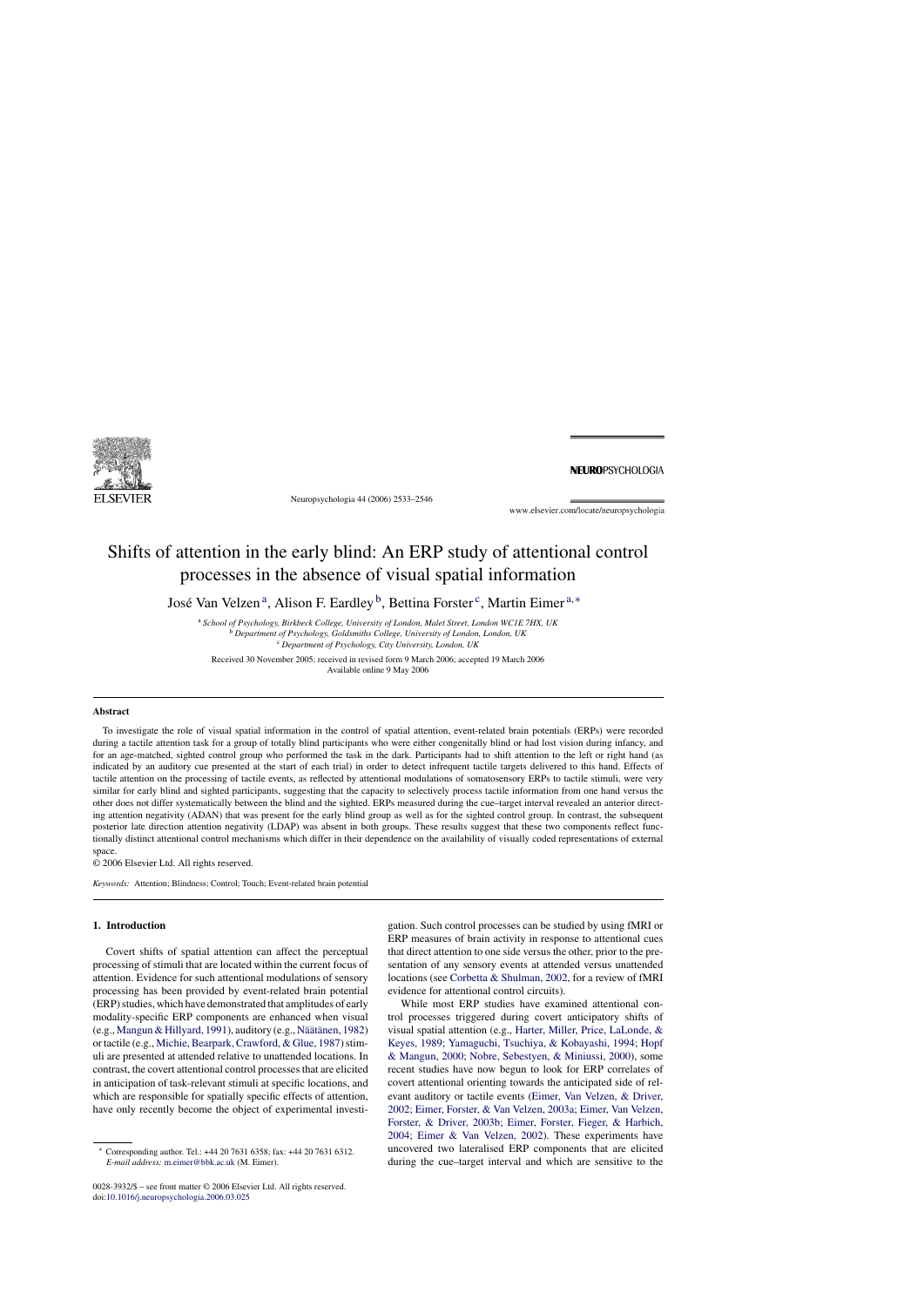# Shifts of attention in the early blind: An ERP study of attentional control processes in the absence of visual spatial information

José Van Velzen[a], Alison F. Eardley[b], Bettina Forster[c], Martin Eimer[a,*]

[a] *School of Psychology, Birkbeck College, University of London, Malet Street, London WC1E 7HX, UK*
[b] *Department of Psychology, Goldsmiths College, University of London, London, UK*
[c] *Department of Psychology, City University, London, UK*

Received 30 November 2005; received in revised form 9 March 2006; accepted 19 March 2006
Available online 9 May 2006

## Abstract

To investigate the role of visual spatial information in the control of spatial attention, event-related brain potentials (ERPs) were recorded during a tactile attention task for a group of totally blind participants who were either congenitally blind or had lost vision during infancy, and for an age-matched, sighted control group who performed the task in the dark. Participants had to shift attention to the left or right hand (as indicated by an auditory cue presented at the start of each trial) in order to detect infrequent tactile targets delivered to this hand. Effects of tactile attention on the processing of tactile events, as reflected by attentional modulations of somatosensory ERPs to tactile stimuli, were very similar for early blind and sighted participants, suggesting that the capacity to selectively process tactile information from one hand versus the other does not differ systematically between the blind and the sighted. ERPs measured during the cue–target interval revealed an anterior directing attention negativity (ADAN) that was present for the early blind group as well as for the sighted control group. In contrast, the subsequent posterior late direction attention negativity (LDAP) was absent in both groups. These results suggest that these two components reflect functionally distinct attentional control mechanisms which differ in their dependence on the availability of visually coded representations of external space.

© 2006 Elsevier Ltd. All rights reserved.

*Keywords:* Attention; Blindness; Control; Touch; Event-related brain potential

## 1. Introduction

Covert shifts of spatial attention can affect the perceptual processing of stimuli that are located within the current focus of attention. Evidence for such attentional modulations of sensory processing has been provided by event-related brain potential (ERP) studies, which have demonstrated that amplitudes of early modality-specific ERP components are enhanced when visual (e.g., Mangun & Hillyard, 1991), auditory (e.g., Näätänen, 1982) or tactile (e.g., Michie, Bearpark, Crawford, & Glue, 1987) stimuli are presented at attended relative to unattended locations. In contrast, the covert attentional control processes that are elicited in anticipation of task-relevant stimuli at specific locations, and which are responsible for spatially specific effects of attention, have only recently become the object of experimental investigation. Such control processes can be studied by using fMRI or ERP measures of brain activity in response to attentional cues that direct attention to one side versus the other, prior to the presentation of any sensory events at attended versus unattended locations (see Corbetta & Shulman, 2002, for a review of fMRI evidence for attentional control circuits).

While most ERP studies have examined attentional control processes triggered during covert anticipatory shifts of visual spatial attention (e.g., Harter, Miller, Price, LaLonde, & Keyes, 1989; Yamaguchi, Tsuchiya, & Kobayashi, 1994; Hopf & Mangun, 2000; Nobre, Sebestyen, & Miniussi, 2000), some recent studies have now begun to look for ERP correlates of covert attentional orienting towards the anticipated side of relevant auditory or tactile events (Eimer, Van Velzen, & Driver, 2002; Eimer, Forster, & Van Velzen, 2003a; Eimer, Van Velzen, Forster, & Driver, 2003b; Eimer, Forster, Fieger, & Harbich, 2004; Eimer & Van Velzen, 2002). These experiments have uncovered two lateralised ERP components that are elicited during the cue–target interval and which are sensitive to the

\* Corresponding author. Tel.: +44 20 7631 6358; fax: +44 20 7631 6312.
*E-mail address:* m.eimer@bbk.ac.uk (M. Eimer).

0028-3932/$ – see front matter © 2006 Elsevier Ltd. All rights reserved.
doi:10.1016/j.neuropsychologia.2006.03.025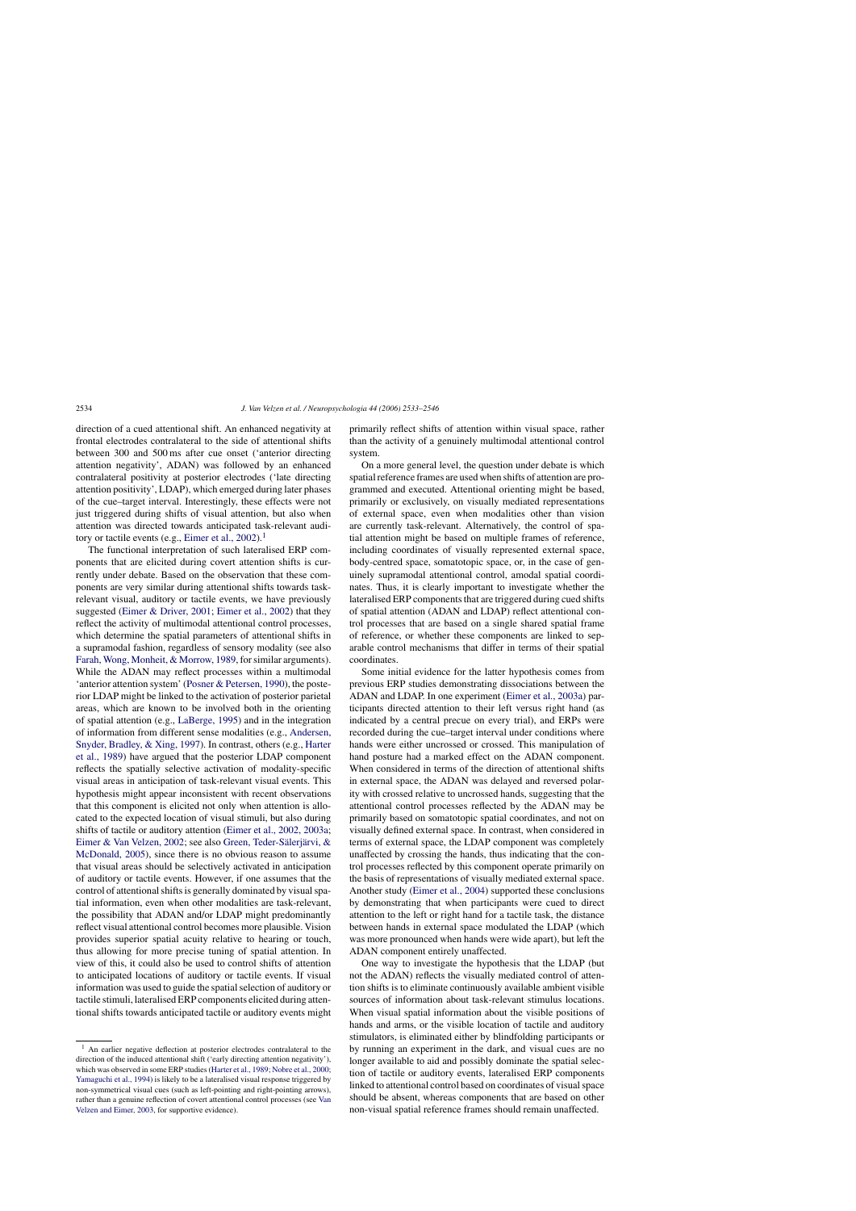direction of a cued attentional shift. An enhanced negativity at frontal electrodes contralateral to the side of attentional shifts between 300 and 500 ms after cue onset ('anterior directing attention negativity', ADAN) was followed by an enhanced contralateral positivity at posterior electrodes ('late directing attention positivity', LDAP), which emerged during later phases of the cue–target interval. Interestingly, these effects were not just triggered during shifts of visual attention, but also when attention was directed towards anticipated task-relevant auditory or tactile events (e.g., Eimer et al., 2002).[1]

The functional interpretation of such lateralised ERP components that are elicited during covert attention shifts is currently under debate. Based on the observation that these components are very similar during attentional shifts towards task-relevant visual, auditory or tactile events, we have previously suggested (Eimer & Driver, 2001; Eimer et al., 2002) that they reflect the activity of multimodal attentional control processes, which determine the spatial parameters of attentional shifts in a supramodal fashion, regardless of sensory modality (see also Farah, Wong, Monheit, & Morrow, 1989, for similar arguments). While the ADAN may reflect processes within a multimodal 'anterior attention system' (Posner & Petersen, 1990), the posterior LDAP might be linked to the activation of posterior parietal areas, which are known to be involved both in the orienting of spatial attention (e.g., LaBerge, 1995) and in the integration of information from different sense modalities (e.g., Andersen, Snyder, Bradley, & Xing, 1997). In contrast, others (e.g., Harter et al., 1989) have argued that the posterior LDAP component reflects the spatially selective activation of modality-specific visual areas in anticipation of task-relevant visual events. This hypothesis might appear inconsistent with recent observations that this component is elicited not only when attention is allocated to the expected location of visual stimuli, but also during shifts of tactile or auditory attention (Eimer et al., 2002, 2003a; Eimer & Van Velzen, 2002; see also Green, Teder-Sälerjärvi, & McDonald, 2005), since there is no obvious reason to assume that visual areas should be selectively activated in anticipation of auditory or tactile events. However, if one assumes that the control of attentional shifts is generally dominated by visual spatial information, even when other modalities are task-relevant, the possibility that ADAN and/or LDAP might predominantly reflect visual attentional control becomes more plausible. Vision provides superior spatial acuity relative to hearing or touch, thus allowing for more precise tuning of spatial attention. In view of this, it could also be used to control shifts of attention to anticipated locations of auditory or tactile events. If visual information was used to guide the spatial selection of auditory or tactile stimuli, lateralised ERP components elicited during attentional shifts towards anticipated tactile or auditory events might primarily reflect shifts of attention within visual space, rather than the activity of a genuinely multimodal attentional control system.

On a more general level, the question under debate is which spatial reference frames are used when shifts of attention are programmed and executed. Attentional orienting might be based, primarily or exclusively, on visually mediated representations of external space, even when modalities other than vision are currently task-relevant. Alternatively, the control of spatial attention might be based on multiple frames of reference, including coordinates of visually represented external space, body-centred space, somatotopic space, or, in the case of genuinely supramodal attentional control, amodal spatial coordinates. Thus, it is clearly important to investigate whether the lateralised ERP components that are triggered during cued shifts of spatial attention (ADAN and LDAP) reflect attentional control processes that are based on a single shared spatial frame of reference, or whether these components are linked to separable control mechanisms that differ in terms of their spatial coordinates.

Some initial evidence for the latter hypothesis comes from previous ERP studies demonstrating dissociations between the ADAN and LDAP. In one experiment (Eimer et al., 2003a) participants directed attention to their left versus right hand (as indicated by a central precue on every trial), and ERPs were recorded during the cue–target interval under conditions where hands were either uncrossed or crossed. This manipulation of hand posture had a marked effect on the ADAN component. When considered in terms of the direction of attentional shifts in external space, the ADAN was delayed and reversed polarity with crossed relative to uncrossed hands, suggesting that the attentional control processes reflected by the ADAN may be primarily based on somatotopic spatial coordinates, and not on visually defined external space. In contrast, when considered in terms of external space, the LDAP component was completely unaffected by crossing the hands, thus indicating that the control processes reflected by this component operate primarily on the basis of representations of visually mediated external space. Another study (Eimer et al., 2004) supported these conclusions by demonstrating that when participants were cued to direct attention to the left or right hand for a tactile task, the distance between hands in external space modulated the LDAP (which was more pronounced when hands were wide apart), but left the ADAN component entirely unaffected.

One way to investigate the hypothesis that the LDAP (but not the ADAN) reflects the visually mediated control of attention shifts is to eliminate continuously available ambient visible sources of information about task-relevant stimulus locations. When visual spatial information about the visible positions of hands and arms, or the visible location of tactile and auditory stimulators, is eliminated either by blindfolding participants or by running an experiment in the dark, and visual cues are no longer available to aid and possibly dominate the spatial selection of tactile or auditory events, lateralised ERP components linked to attentional control based on coordinates of visual space should be absent, whereas components that are based on other non-visual spatial reference frames should remain unaffected.

[1] An earlier negative deflection at posterior electrodes contralateral to the direction of the induced attentional shift ('early directing attention negativity'), which was observed in some ERP studies (Harter et al., 1989; Nobre et al., 2000; Yamaguchi et al., 1994) is likely to be a lateralised visual response triggered by non-symmetrical visual cues (such as left-pointing and right-pointing arrows), rather than a genuine reflection of covert attentional control processes (see Van Velzen and Eimer, 2003, for supportive evidence).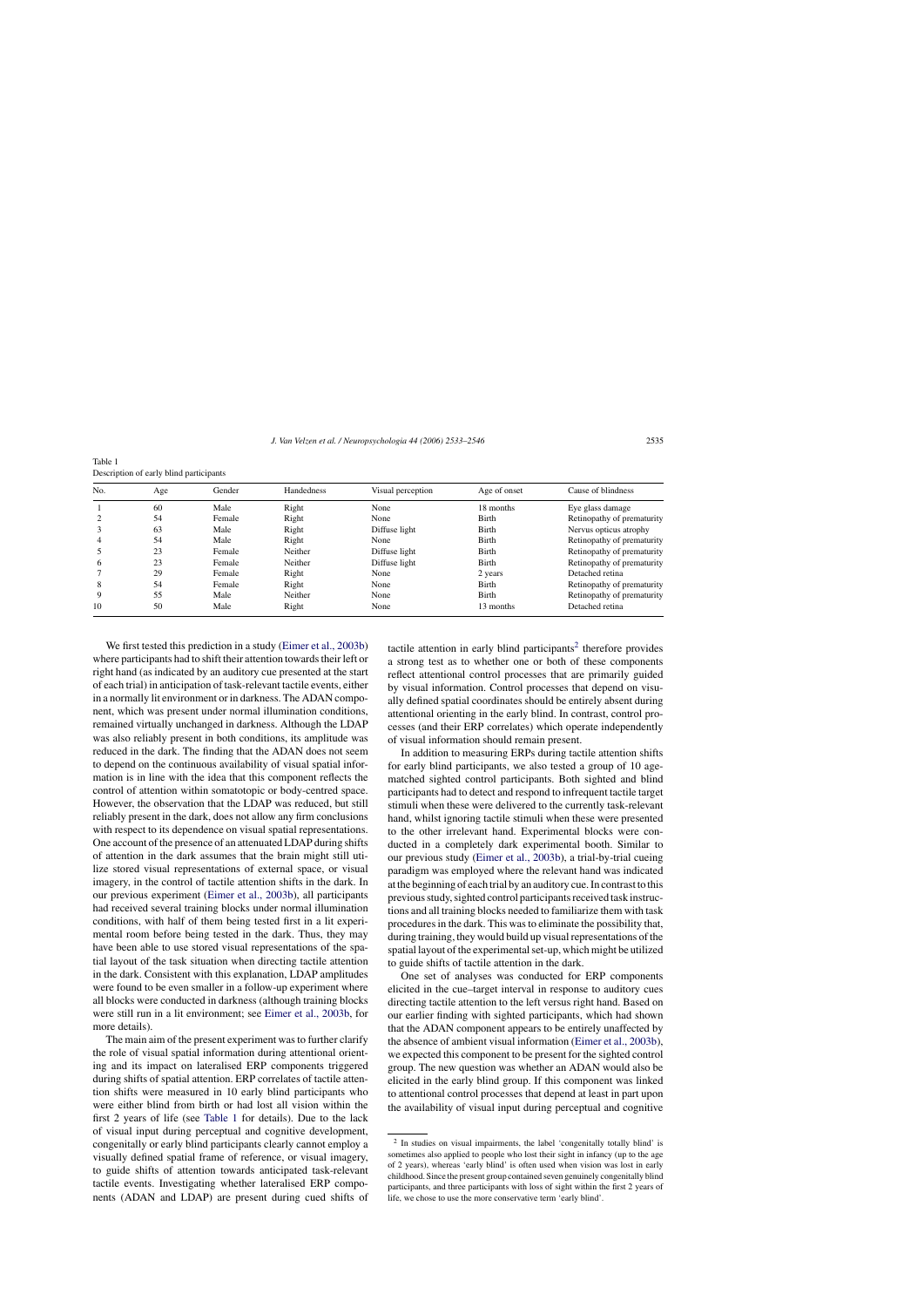Table 1
Description of early blind participants

| No. | Age | Gender | Handedness | Visual perception | Age of onset | Cause of blindness |
|---|---|---|---|---|---|---|
| 1 | 60 | Male | Right | None | 18 months | Eye glass damage |
| 2 | 54 | Female | Right | None | Birth | Retinopathy of prematurity |
| 3 | 63 | Male | Right | Diffuse light | Birth | Nervus opticus atrophy |
| 4 | 54 | Male | Right | None | Birth | Retinopathy of prematurity |
| 5 | 23 | Female | Neither | Diffuse light | Birth | Retinopathy of prematurity |
| 6 | 23 | Female | Neither | Diffuse light | Birth | Retinopathy of prematurity |
| 7 | 29 | Female | Right | None | 2 years | Detached retina |
| 8 | 54 | Female | Right | None | Birth | Retinopathy of prematurity |
| 9 | 55 | Male | Neither | None | Birth | Retinopathy of prematurity |
| 10 | 50 | Male | Right | None | 13 months | Detached retina |

We first tested this prediction in a study (Eimer et al., 2003b) where participants had to shift their attention towards their left or right hand (as indicated by an auditory cue presented at the start of each trial) in anticipation of task-relevant tactile events, either in a normally lit environment or in darkness. The ADAN component, which was present under normal illumination conditions, remained virtually unchanged in darkness. Although the LDAP was also reliably present in both conditions, its amplitude was reduced in the dark. The finding that the ADAN does not seem to depend on the continuous availability of visual spatial information is in line with the idea that this component reflects the control of attention within somatotopic or body-centred space. However, the observation that the LDAP was reduced, but still reliably present in the dark, does not allow any firm conclusions with respect to its dependence on visual spatial representations. One account of the presence of an attenuated LDAP during shifts of attention in the dark assumes that the brain might still utilize stored visual representations of external space, or visual imagery, in the control of tactile attention shifts in the dark. In our previous experiment (Eimer et al., 2003b), all participants had received several training blocks under normal illumination conditions, with half of them being tested first in a lit experimental room before being tested in the dark. Thus, they may have been able to use stored visual representations of the spatial layout of the task situation when directing tactile attention in the dark. Consistent with this explanation, LDAP amplitudes were found to be even smaller in a follow-up experiment where all blocks were conducted in darkness (although training blocks were still run in a lit environment; see Eimer et al., 2003b, for more details).

The main aim of the present experiment was to further clarify the role of visual spatial information during attentional orienting and its impact on lateralised ERP components triggered during shifts of spatial attention. ERP correlates of tactile attention shifts were measured in 10 early blind participants who were either blind from birth or had lost all vision within the first 2 years of life (see Table 1 for details). Due to the lack of visual input during perceptual and cognitive development, congenitally or early blind participants clearly cannot employ a visually defined spatial frame of reference, or visual imagery, to guide shifts of attention towards anticipated task-relevant tactile events. Investigating whether lateralised ERP components (ADAN and LDAP) are present during cued shifts of tactile attention in early blind participants[2] therefore provides a strong test as to whether one or both of these components reflect attentional control processes that are primarily guided by visual information. Control processes that depend on visually defined spatial coordinates should be entirely absent during attentional orienting in the early blind. In contrast, control processes (and their ERP correlates) which operate independently of visual information should remain present.

In addition to measuring ERPs during tactile attention shifts for early blind participants, we also tested a group of 10 age-matched sighted control participants. Both sighted and blind participants had to detect and respond to infrequent tactile target stimuli when these were delivered to the currently task-relevant hand, whilst ignoring tactile stimuli when these were presented to the other irrelevant hand. Experimental blocks were conducted in a completely dark experimental booth. Similar to our previous study (Eimer et al., 2003b), a trial-by-trial cueing paradigm was employed where the relevant hand was indicated at the beginning of each trial by an auditory cue. In contrast to this previous study, sighted control participants received task instructions and all training blocks needed to familiarize them with task procedures in the dark. This was to eliminate the possibility that, during training, they would build up visual representations of the spatial layout of the experimental set-up, which might be utilized to guide shifts of tactile attention in the dark.

One set of analyses was conducted for ERP components elicited in the cue–target interval in response to auditory cues directing tactile attention to the left versus right hand. Based on our earlier finding with sighted participants, which had shown that the ADAN component appears to be entirely unaffected by the absence of ambient visual information (Eimer et al., 2003b), we expected this component to be present for the sighted control group. The new question was whether an ADAN would also be elicited in the early blind group. If this component was linked to attentional control processes that depend at least in part upon the availability of visual input during perceptual and cognitive

[2] In studies on visual impairments, the label 'congenitally totally blind' is sometimes also applied to people who lost their sight in infancy (up to the age of 2 years), whereas 'early blind' is often used when vision was lost in early childhood. Since the present group contained seven genuinely congenitally blind participants, and three participants with loss of sight within the first 2 years of life, we chose to use the more conservative term 'early blind'.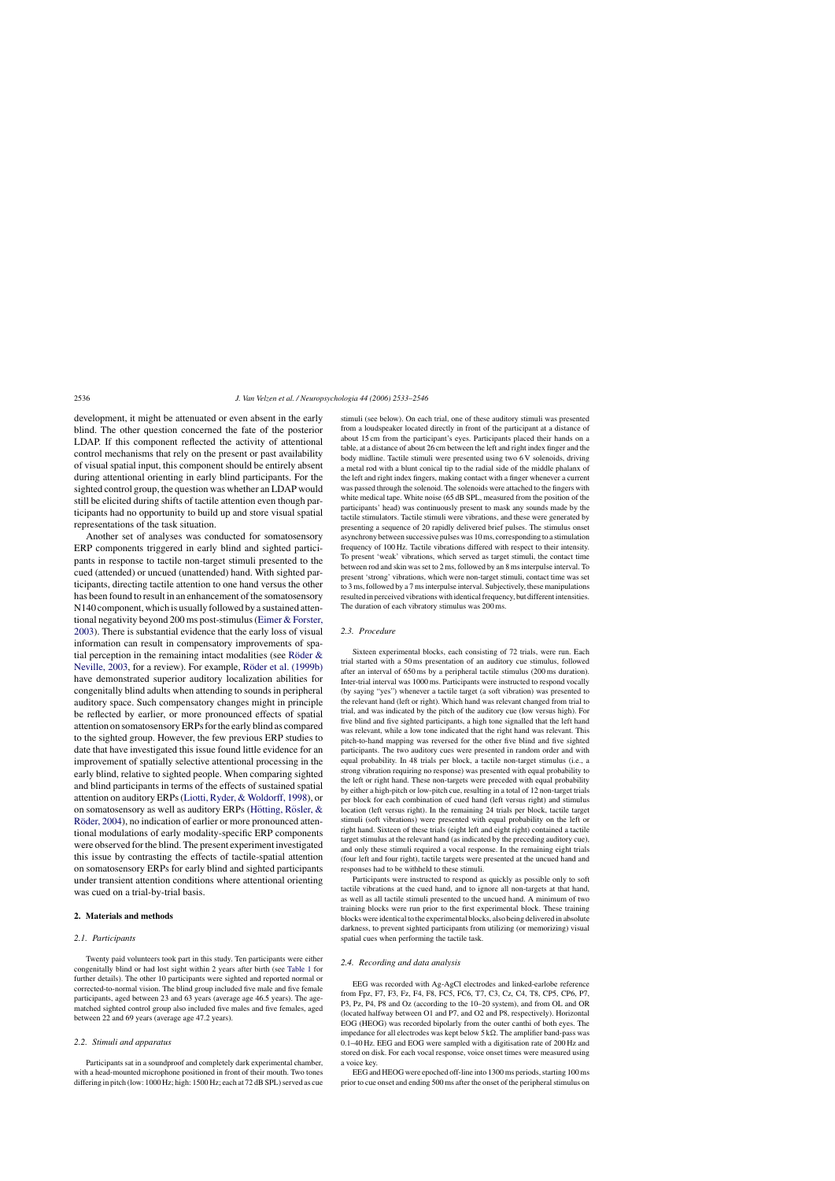development, it might be attenuated or even absent in the early blind. The other question concerned the fate of the posterior LDAP. If this component reflected the activity of attentional control mechanisms that rely on the present or past availability of visual spatial input, this component should be entirely absent during attentional orienting in early blind participants. For the sighted control group, the question was whether an LDAP would still be elicited during shifts of tactile attention even though participants had no opportunity to build up and store visual spatial representations of the task situation.

Another set of analyses was conducted for somatosensory ERP components triggered in early blind and sighted participants in response to tactile non-target stimuli presented to the cued (attended) or uncued (unattended) hand. With sighted participants, directing tactile attention to one hand versus the other has been found to result in an enhancement of the somatosensory N140 component, which is usually followed by a sustained attentional negativity beyond 200 ms post-stimulus (Eimer & Forster, 2003). There is substantial evidence that the early loss of visual information can result in compensatory improvements of spatial perception in the remaining intact modalities (see Röder & Neville, 2003, for a review). For example, Röder et al. (1999b) have demonstrated superior auditory localization abilities for congenitally blind adults when attending to sounds in peripheral auditory space. Such compensatory changes might in principle be reflected by earlier, or more pronounced effects of spatial attention on somatosensory ERPs for the early blind as compared to the sighted group. However, the few previous ERP studies to date that have investigated this issue found little evidence for an improvement of spatially selective attentional processing in the early blind, relative to sighted people. When comparing sighted and blind participants in terms of the effects of sustained spatial attention on auditory ERPs (Liotti, Ryder, & Woldorff, 1998), or on somatosensory as well as auditory ERPs (Hötting, Rösler, & Röder, 2004), no indication of earlier or more pronounced attentional modulations of early modality-specific ERP components were observed for the blind. The present experiment investigated this issue by contrasting the effects of tactile-spatial attention on somatosensory ERPs for early blind and sighted participants under transient attention conditions where attentional orienting was cued on a trial-by-trial basis.

## 2. Materials and methods

### 2.1. Participants

Twenty paid volunteers took part in this study. Ten participants were either congenitally blind or had lost sight within 2 years after birth (see Table 1 for further details). The other 10 participants were sighted and reported normal or corrected-to-normal vision. The blind group included five male and five female participants, aged between 23 and 63 years (average age 46.5 years). The age-matched sighted control group also included five males and five females, aged between 22 and 69 years (average age 47.2 years).

### 2.2. Stimuli and apparatus

Participants sat in a soundproof and completely dark experimental chamber, with a head-mounted microphone positioned in front of their mouth. Two tones differing in pitch (low: 1000 Hz; high: 1500 Hz; each at 72 dB SPL) served as cue stimuli (see below). On each trial, one of these auditory stimuli was presented from a loudspeaker located directly in front of the participant at a distance of about 15 cm from the participant's eyes. Participants placed their hands on a table, at a distance of about 26 cm between the left and right index finger and the body midline. Tactile stimuli were presented using two 6 V solenoids, driving a metal rod with a blunt conical tip to the radial side of the middle phalanx of the left and right index fingers, making contact with a finger whenever a current was passed through the solenoid. The solenoids were attached to the fingers with white medical tape. White noise (65 dB SPL, measured from the position of the participants' head) was continuously present to mask any sounds made by the tactile stimulators. Tactile stimuli were vibrations, and these were generated by presenting a sequence of 20 rapidly delivered brief pulses. The stimulus onset asynchrony between successive pulses was 10 ms, corresponding to a stimulation frequency of 100 Hz. Tactile vibrations differed with respect to their intensity. To present 'weak' vibrations, which served as target stimuli, the contact time between rod and skin was set to 2 ms, followed by an 8 ms interpulse interval. To present 'strong' vibrations, which were non-target stimuli, contact time was set to 3 ms, followed by a 7 ms interpulse interval. Subjectively, these manipulations resulted in perceived vibrations with identical frequency, but different intensities. The duration of each vibratory stimulus was 200 ms.

### 2.3. Procedure

Sixteen experimental blocks, each consisting of 72 trials, were run. Each trial started with a 50 ms presentation of an auditory cue stimulus, followed after an interval of 650 ms by a peripheral tactile stimulus (200 ms duration). Inter-trial interval was 1000 ms. Participants were instructed to respond vocally (by saying "yes") whenever a tactile target (a soft vibration) was presented to the relevant hand (left or right). Which hand was relevant changed from trial to trial, and was indicated by the pitch of the auditory cue (low versus high). For five blind and five sighted participants, a high tone signalled that the left hand was relevant, while a low tone indicated that the right hand was relevant. This pitch-to-hand mapping was reversed for the other five blind and five sighted participants. The two auditory cues were presented in random order and with equal probability. In 48 trials per block, a tactile non-target stimulus (i.e., a strong vibration requiring no response) was presented with equal probability to the left or right hand. These non-targets were preceded with equal probability by either a high-pitch or low-pitch cue, resulting in a total of 12 non-target trials per block for each combination of cued hand (left versus right) and stimulus location (left versus right). In the remaining 24 trials per block, tactile target stimuli (soft vibrations) were presented with equal probability on the left or right hand. Sixteen of these trials (eight left and eight right) contained a tactile target stimulus at the relevant hand (as indicated by the preceding auditory cue), and only these stimuli required a vocal response. In the remaining eight trials (four left and four right), tactile targets were presented at the uncued hand and responses had to be withheld to these stimuli.

Participants were instructed to respond as quickly as possible only to soft tactile vibrations at the cued hand, and to ignore all non-targets at that hand, as well as all tactile stimuli presented to the uncued hand. A minimum of two training blocks were run prior to the first experimental block. These training blocks were identical to the experimental blocks, also being delivered in absolute darkness, to prevent sighted participants from utilizing (or memorizing) visual spatial cues when performing the tactile task.

### 2.4. Recording and data analysis

EEG was recorded with Ag-AgCl electrodes and linked-earlobe reference from Fpz, F7, F3, Fz, F4, F8, FC5, FC6, T7, C3, Cz, C4, T8, CP5, CP6, P7, P3, Pz, P4, P8 and Oz (according to the 10–20 system), and from OL and OR (located halfway between O1 and P7, and O2 and P8, respectively). Horizontal EOG (HEOG) was recorded bipolarly from the outer canthi of both eyes. The impedance for all electrodes was kept below 5 kΩ. The amplifier band-pass was 0.1–40 Hz. EEG and EOG were sampled with a digitisation rate of 200 Hz and stored on disk. For each vocal response, voice onset times were measured using a voice key.

EEG and HEOG were epoched off-line into 1300 ms periods, starting 100 ms prior to cue onset and ending 500 ms after the onset of the peripheral stimulus on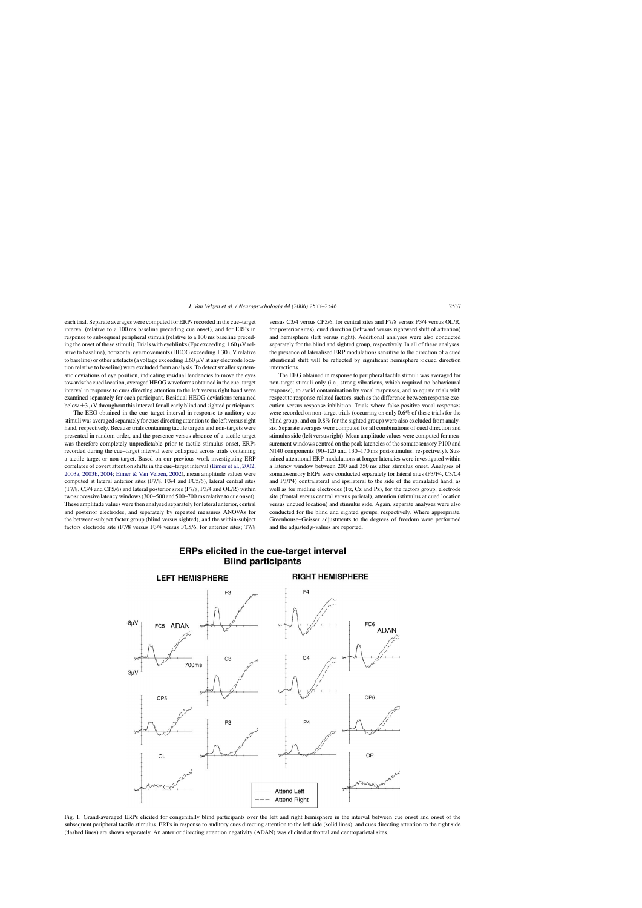each trial. Separate averages were computed for ERPs recorded in the cue–target interval (relative to a 100 ms baseline preceding cue onset), and for ERPs in response to subsequent peripheral stimuli (relative to a 100 ms baseline preceding the onset of these stimuli). Trials with eyeblinks (Fpz exceeding $\pm 60\,\mu V$ relative to baseline), horizontal eye movements (HEOG exceeding $\pm 30\,\mu V$ relative to baseline) or other artefacts (a voltage exceeding $\pm 60\,\mu V$ at any electrode location relative to baseline) were excluded from analysis. To detect smaller systematic deviations of eye position, indicating residual tendencies to move the eyes towards the cued location, averaged HEOG waveforms obtained in the cue–target interval in response to cues directing attention to the left versus right hand were examined separately for each participant. Residual HEOG deviations remained below $\pm 3\,\mu V$ throughout this interval for all early blind and sighted participants.

The EEG obtained in the cue–target interval in response to auditory cue stimuli was averaged separately for cues directing attention to the left versus right hand, respectively. Because trials containing tactile targets and non-targets were presented in random order, and the presence versus absence of a tactile target was therefore completely unpredictable prior to tactile stimulus onset, ERPs recorded during the cue–target interval were collapsed across trials containing a tactile target or non-target. Based on our previous work investigating ERP correlates of covert attention shifts in the cue–target interval (Eimer et al., 2002, 2003a, 2003b, 2004; Eimer & Van Velzen, 2002), mean amplitude values were computed at lateral anterior sites (F7/8, F3/4 and FC5/6), lateral central sites (T7/8, C3/4 and CP5/6) and lateral posterior sites (P7/8, P3/4 and OL/R) within two successive latency windows (300–500 and 500–700 ms relative to cue onset). These amplitude values were then analysed separately for lateral anterior, central and posterior electrodes, and separately by repeated measures ANOVAs for the between-subject factor group (blind versus sighted), and the within-subject factors electrode site (F7/8 versus F3/4 versus FC5/6, for anterior sites; T7/8 versus C3/4 versus CP5/6, for central sites and P7/8 versus P3/4 versus OL/R, for posterior sites), cued direction (leftward versus rightward shift of attention) and hemisphere (left versus right). Additional analyses were also conducted separately for the blind and sighted group, respectively. In all of these analyses, the presence of lateralised ERP modulations sensitive to the direction of a cued attentional shift will be reflected by significant hemisphere × cued direction interactions.

The EEG obtained in response to peripheral tactile stimuli was averaged for non-target stimuli only (i.e., strong vibrations, which required no behavioural response), to avoid contamination by vocal responses, and to equate trials with respect to response-related factors, such as the difference between response execution versus response inhibition. Trials where false-positive vocal responses were recorded on non-target trials (occurring on only 0.6% of these trials for the blind group, and on 0.8% for the sighted group) were also excluded from analysis. Separate averages were computed for all combinations of cued direction and stimulus side (left versus right). Mean amplitude values were computed for measurement windows centred on the peak latencies of the somatosensory P100 and N140 components (90–120 and 130–170 ms post-stimulus, respectively). Sustained attentional ERP modulations at longer latencies were investigated within a latency window between 200 and 350 ms after stimulus onset. Analyses of somatosensory ERPs were conducted separately for lateral sites (F3/F4, C3/C4 and P3/P4) contralateral and ipsilateral to the side of the stimulated hand, as well as for midline electrodes (Fz, Cz and Pz), for the factors group, electrode site (frontal versus central versus parietal), attention (stimulus at cued location versus uncued location) and stimulus side. Again, separate analyses were also conducted for the blind and sighted groups, respectively. Where appropriate, Greenhouse–Geisser adjustments to the degrees of freedom were performed and the adjusted *p*-values are reported.

Fig. 1. Grand-averaged ERPs elicited for congenitally blind participants over the left and right hemisphere in the interval between cue onset and onset of the subsequent peripheral tactile stimulus. ERPs in response to auditory cues directing attention to the left side (solid lines), and cues directing attention to the right side (dashed lines) are shown separately. An anterior directing attention negativity (ADAN) was elicited at frontal and centroparietal sites.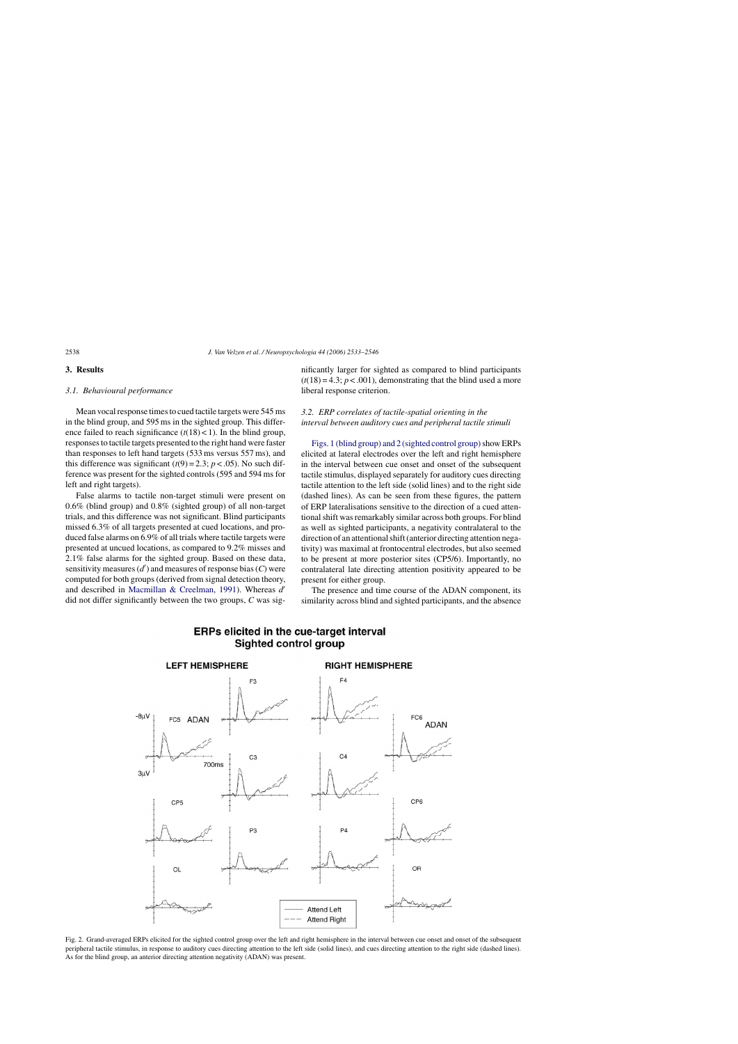## 3. Results

### 3.1. Behavioural performance

Mean vocal response times to cued tactile targets were 545 ms in the blind group, and 595 ms in the sighted group. This difference failed to reach significance ($t(18) < 1$). In the blind group, responses to tactile targets presented to the right hand were faster than responses to left hand targets (533 ms versus 557 ms), and this difference was significant ($t(9) = 2.3$; $p < .05$). No such difference was present for the sighted controls (595 and 594 ms for left and right targets).

False alarms to tactile non-target stimuli were present on 0.6% (blind group) and 0.8% (sighted group) of all non-target trials, and this difference was not significant. Blind participants missed 6.3% of all targets presented at cued locations, and produced false alarms on 6.9% of all trials where tactile targets were presented at uncued locations, as compared to 9.2% misses and 2.1% false alarms for the sighted group. Based on these data, sensitivity measures ($d'$) and measures of response bias ($C$) were computed for both groups (derived from signal detection theory, and described in Macmillan & Creelman, 1991). Whereas $d'$ did not differ significantly between the two groups, $C$ was significantly larger for sighted as compared to blind participants ($t(18) = 4.3$; $p < .001$), demonstrating that the blind used a more liberal response criterion.

### 3.2. ERP correlates of tactile-spatial orienting in the interval between auditory cues and peripheral tactile stimuli

Figs. 1 (blind group) and 2 (sighted control group) show ERPs elicited at lateral electrodes over the left and right hemisphere in the interval between cue onset and onset of the subsequent tactile stimulus, displayed separately for auditory cues directing tactile attention to the left side (solid lines) and to the right side (dashed lines). As can be seen from these figures, the pattern of ERP lateralisations sensitive to the direction of a cued attentional shift was remarkably similar across both groups. For blind as well as sighted participants, a negativity contralateral to the direction of an attentional shift (anterior directing attention negativity) was maximal at frontocentral electrodes, but also seemed to be present at more posterior sites (CP5/6). Importantly, no contralateral late directing attention positivity appeared to be present for either group.

The presence and time course of the ADAN component, its similarity across blind and sighted participants, and the absence

Fig. 2. Grand-averaged ERPs elicited for the sighted control group over the left and right hemisphere in the interval between cue onset and onset of the subsequent peripheral tactile stimulus, in response to auditory cues directing attention to the left side (solid lines), and cues directing attention to the right side (dashed lines). As for the blind group, an anterior directing attention negativity (ADAN) was present.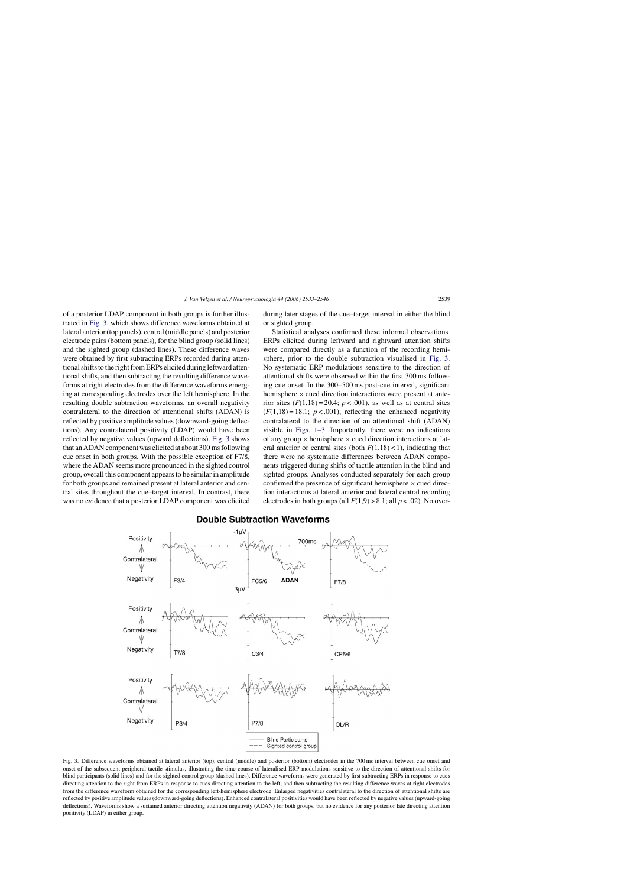of a posterior LDAP component in both groups is further illustrated in Fig. 3, which shows difference waveforms obtained at lateral anterior (top panels), central (middle panels) and posterior electrode pairs (bottom panels), for the blind group (solid lines) and the sighted group (dashed lines). These difference waves were obtained by first subtracting ERPs recorded during attentional shifts to the right from ERPs elicited during leftward attentional shifts, and then subtracting the resulting difference waveforms at right electrodes from the difference waveforms emerging at corresponding electrodes over the left hemisphere. In the resulting double subtraction waveforms, an overall negativity contralateral to the direction of attentional shifts (ADAN) is reflected by positive amplitude values (downward-going deflections). Any contralateral positivity (LDAP) would have been reflected by negative values (upward deflections). Fig. 3 shows that an ADAN component was elicited at about 300 ms following cue onset in both groups. With the possible exception of F7/8, where the ADAN seems more pronounced in the sighted control group, overall this component appears to be similar in amplitude for both groups and remained present at lateral anterior and central sites throughout the cue–target interval. In contrast, there was no evidence that a posterior LDAP component was elicited during later stages of the cue–target interval in either the blind or sighted group.

Statistical analyses confirmed these informal observations. ERPs elicited during leftward and rightward attention shifts were compared directly as a function of the recording hemisphere, prior to the double subtraction visualised in Fig. 3. No systematic ERP modulations sensitive to the direction of attentional shifts were observed within the first 300 ms following cue onset. In the 300–500 ms post-cue interval, significant hemisphere × cued direction interactions were present at anterior sites ($F(1,18) = 20.4$; $p < .001$), as well as at central sites ($F(1,18) = 18.1$; $p < .001$), reflecting the enhanced negativity contralateral to the direction of an attentional shift (ADAN) visible in Figs. 1–3. Importantly, there were no indications of any group × hemisphere × cued direction interactions at lateral anterior or central sites (both $F(1,18) < 1$), indicating that there were no systematic differences between ADAN components triggered during shifts of tactile attention in the blind and sighted groups. Analyses conducted separately for each group confirmed the presence of significant hemisphere × cued direction interactions at lateral anterior and lateral central recording electrodes in both groups (all $F(1,9) > 8.1$; all $p < .02$). No over-

Fig. 3. Difference waveforms obtained at lateral anterior (top), central (middle) and posterior (bottom) electrodes in the 700 ms interval between cue onset and onset of the subsequent peripheral tactile stimulus, illustrating the time course of lateralised ERP modulations sensitive to the direction of attentional shifts for blind participants (solid lines) and for the sighted control group (dashed lines). Difference waveforms were generated by first subtracting ERPs in response to cues directing attention to the right from ERPs in response to cues directing attention to the left; and then subtracting the resulting difference waves at right electrodes from the difference waveform obtained for the corresponding left-hemisphere electrode. Enlarged negativities contralateral to the direction of attentional shifts are reflected by positive amplitude values (downward-going deflections). Enhanced contralateral positivities would have been reflected by negative values (upward-going deflections). Waveforms show a sustained anterior directing attention negativity (ADAN) for both groups, but no evidence for any posterior late directing attention positivity (LDAP) in either group.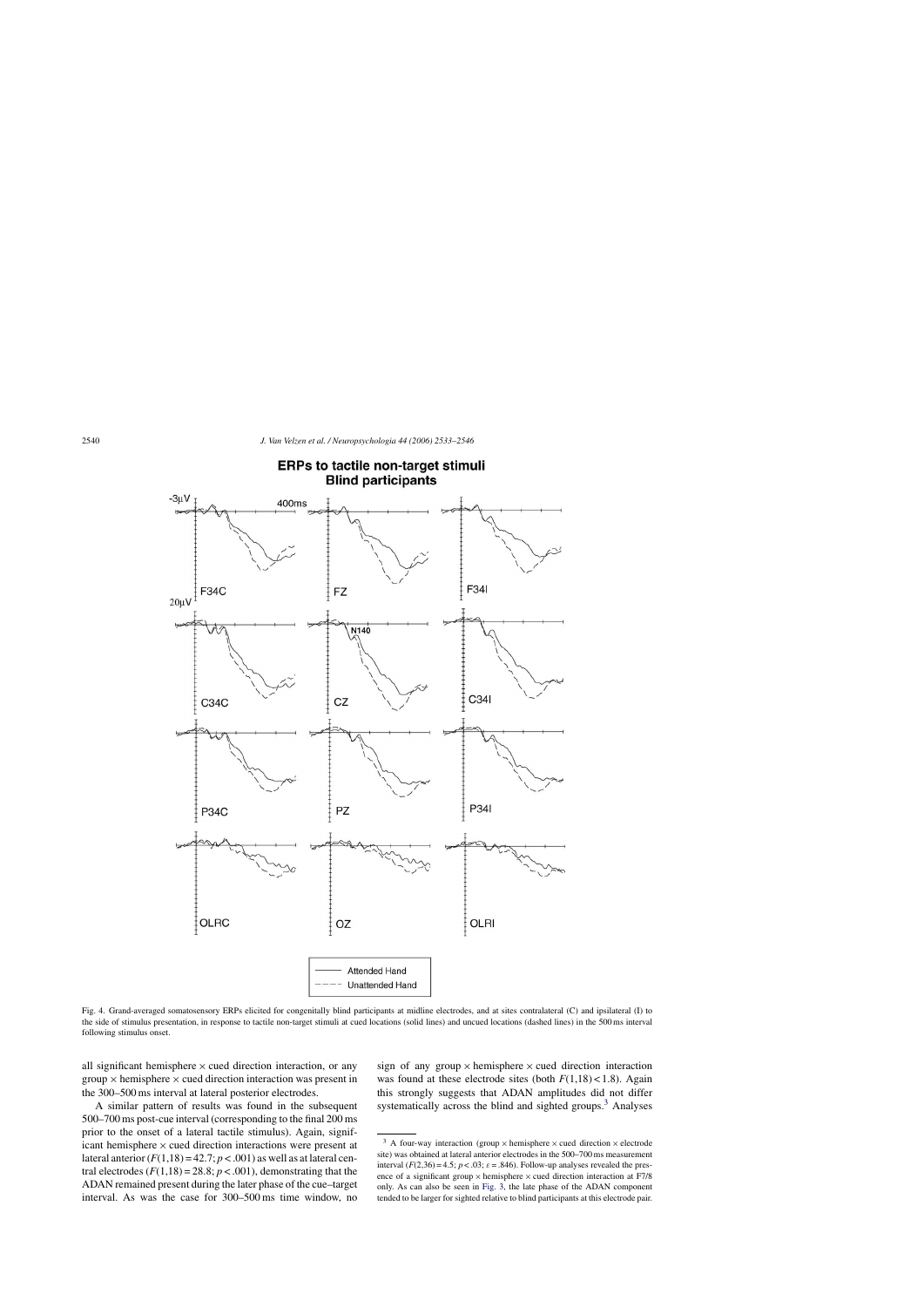Fig. 4. Grand-averaged somatosensory ERPs elicited for congenitally blind participants at midline electrodes, and at sites contralateral (C) and ipsilateral (I) to the side of stimulus presentation, in response to tactile non-target stimuli at cued locations (solid lines) and uncued locations (dashed lines) in the 500 ms interval following stimulus onset.

all significant hemisphere × cued direction interaction, or any group × hemisphere × cued direction interaction was present in the 300–500 ms interval at lateral posterior electrodes.

A similar pattern of results was found in the subsequent 500–700 ms post-cue interval (corresponding to the final 200 ms prior to the onset of a lateral tactile stimulus). Again, significant hemisphere × cued direction interactions were present at lateral anterior ($F(1,18) = 42.7$; $p < .001$) as well as at lateral central electrodes ($F(1,18) = 28.8$; $p < .001$), demonstrating that the ADAN remained present during the later phase of the cue–target interval. As was the case for 300–500 ms time window, no sign of any group × hemisphere × cued direction interaction was found at these electrode sites (both $F(1,18) < 1.8$). Again this strongly suggests that ADAN amplitudes did not differ systematically across the blind and sighted groups.[3] Analyses

[3] A four-way interaction (group × hemisphere × cued direction × electrode site) was obtained at lateral anterior electrodes in the 500–700 ms measurement interval ($F(2,36) = 4.5$; $p < .03$; $\varepsilon = .846$). Follow-up analyses revealed the presence of a significant group × hemisphere × cued direction interaction at F7/8 only. As can also be seen in Fig. 3, the late phase of the ADAN component tended to be larger for sighted relative to blind participants at this electrode pair.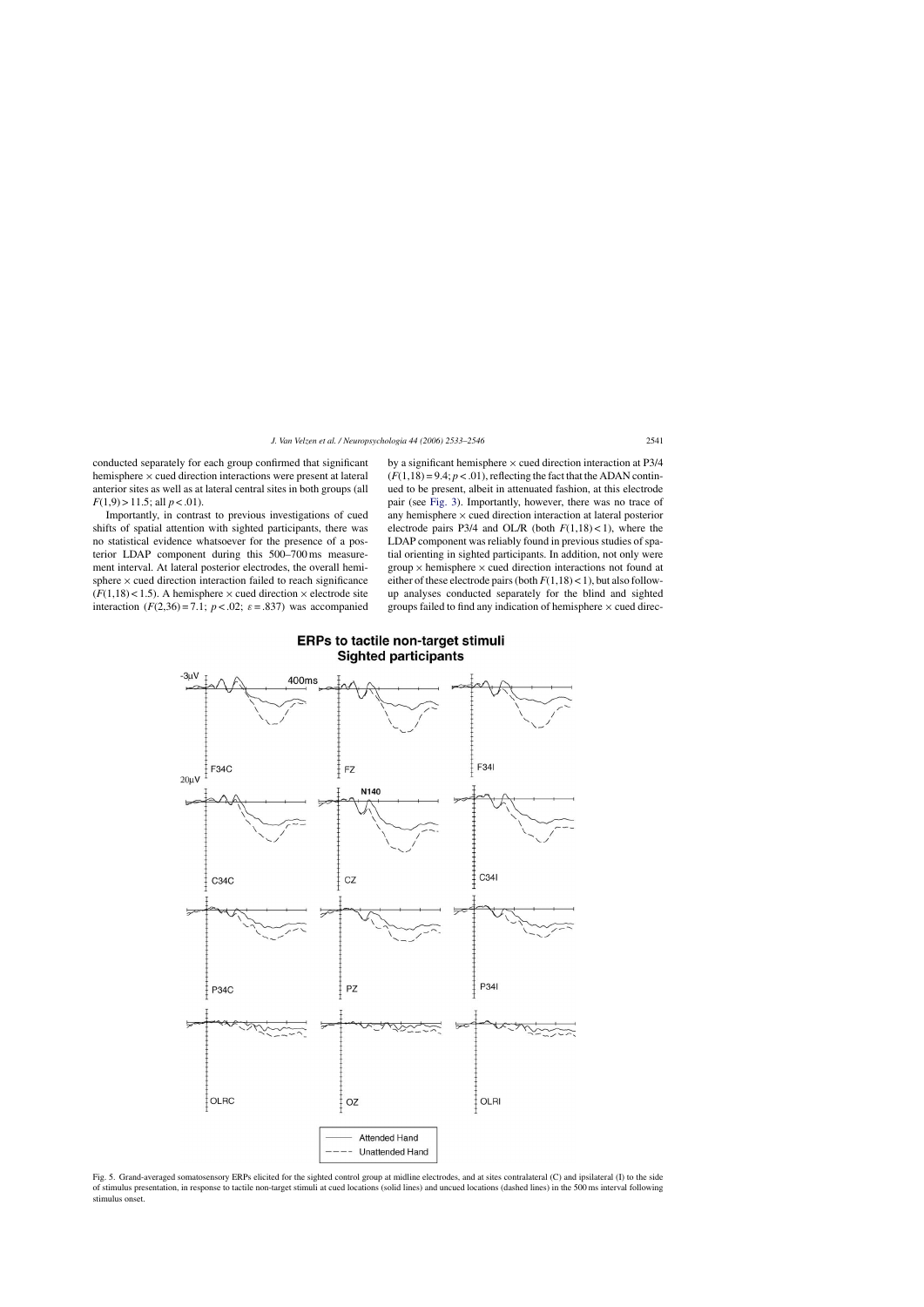conducted separately for each group confirmed that significant hemisphere × cued direction interactions were present at lateral anterior sites as well as at lateral central sites in both groups (all $F(1,9) > 11.5$; all $p < .01$).

Importantly, in contrast to previous investigations of cued shifts of spatial attention with sighted participants, there was no statistical evidence whatsoever for the presence of a posterior LDAP component during this 500–700 ms measurement interval. At lateral posterior electrodes, the overall hemisphere × cued direction interaction failed to reach significance ($F(1,18) < 1.5$). A hemisphere × cued direction × electrode site interaction ($F(2,36) = 7.1$; $p < .02$; $\varepsilon = .837$) was accompanied by a significant hemisphere × cued direction interaction at P3/4 ($F(1,18) = 9.4$; $p < .01$), reflecting the fact that the ADAN continued to be present, albeit in attenuated fashion, at this electrode pair (see Fig. 3). Importantly, however, there was no trace of any hemisphere × cued direction interaction at lateral posterior electrode pairs P3/4 and OL/R (both $F(1,18) < 1$), where the LDAP component was reliably found in previous studies of spatial orienting in sighted participants. In addition, not only were group × hemisphere × cued direction interactions not found at either of these electrode pairs (both $F(1,18) < 1$), but also follow-up analyses conducted separately for the blind and sighted groups failed to find any indication of hemisphere × cued direc-

Fig. 5. Grand-averaged somatosensory ERPs elicited for the sighted control group at midline electrodes, and at sites contralateral (C) and ipsilateral (I) to the side of stimulus presentation, in response to tactile non-target stimuli at cued locations (solid lines) and uncued locations (dashed lines) in the 500 ms interval following stimulus onset.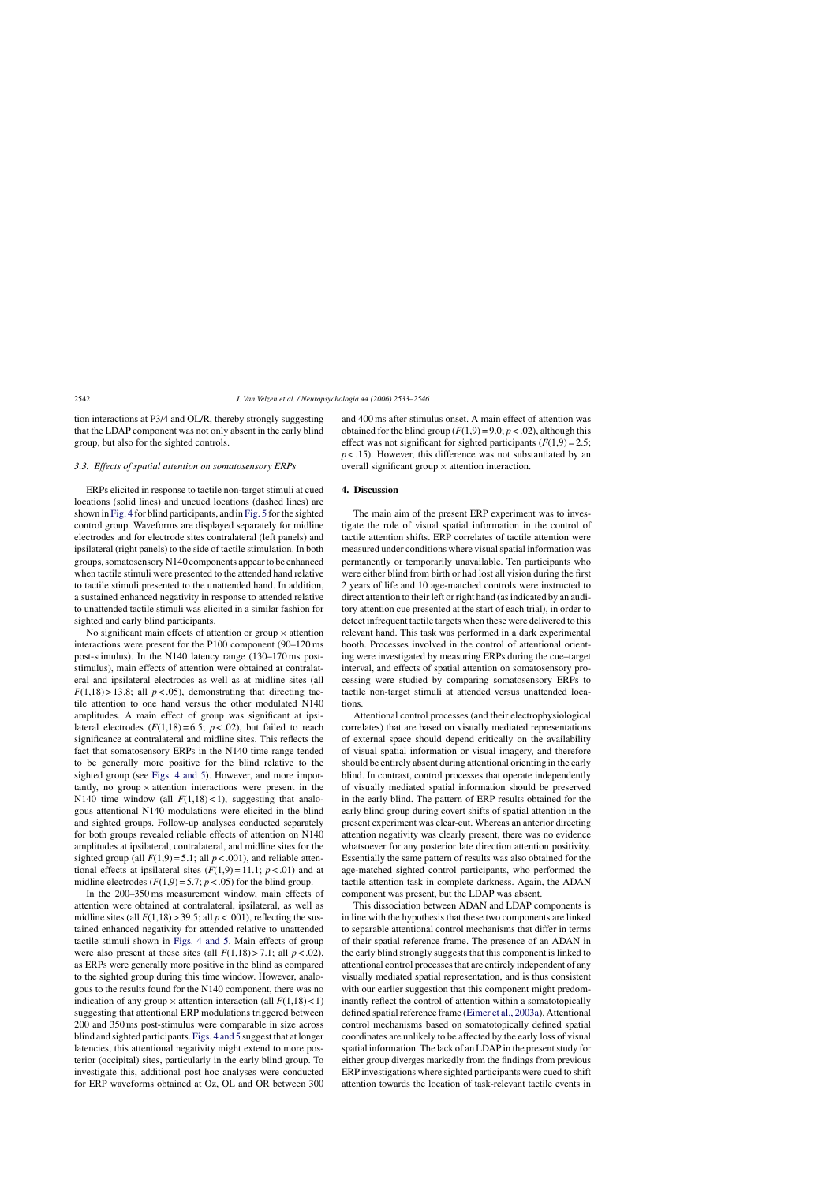tion interactions at P3/4 and OL/R, thereby strongly suggesting that the LDAP component was not only absent in the early blind group, but also for the sighted controls.

### 3.3. Effects of spatial attention on somatosensory ERPs

ERPs elicited in response to tactile non-target stimuli at cued locations (solid lines) and uncued locations (dashed lines) are shown in Fig. 4 for blind participants, and in Fig. 5 for the sighted control group. Waveforms are displayed separately for midline electrodes and for electrode sites contralateral (left panels) and ipsilateral (right panels) to the side of tactile stimulation. In both groups, somatosensory N140 components appear to be enhanced when tactile stimuli were presented to the attended hand relative to tactile stimuli presented to the unattended hand. In addition, a sustained enhanced negativity in response to attended relative to unattended tactile stimuli was elicited in a similar fashion for sighted and early blind participants.

No significant main effects of attention or group × attention interactions were present for the P100 component (90–120 ms post-stimulus). In the N140 latency range (130–170 ms post-stimulus), main effects of attention were obtained at contralateral and ipsilateral electrodes as well as at midline sites (all $F(1,18) > 13.8$; all $p < .05$), demonstrating that directing tactile attention to one hand versus the other modulated N140 amplitudes. A main effect of group was significant at ipsilateral electrodes ($F(1,18) = 6.5$; $p < .02$), but failed to reach significance at contralateral and midline sites. This reflects the fact that somatosensory ERPs in the N140 time range tended to be generally more positive for the blind relative to the sighted group (see Figs. 4 and 5). However, and more importantly, no group × attention interactions were present in the N140 time window (all $F(1,18) < 1$), suggesting that analogous attentional N140 modulations were elicited in the blind and sighted groups. Follow-up analyses conducted separately for both groups revealed reliable effects of attention on N140 amplitudes at ipsilateral, contralateral, and midline sites for the sighted group (all $F(1,9) = 5.1$; all $p < .001$), and reliable attentional effects at ipsilateral sites ($F(1,9) = 11.1$; $p < .01$) and at midline electrodes ($F(1,9) = 5.7$; $p < .05$) for the blind group.

In the 200–350 ms measurement window, main effects of attention were obtained at contralateral, ipsilateral, as well as midline sites (all $F(1,18) > 39.5$; all $p < .001$), reflecting the sustained enhanced negativity for attended relative to unattended tactile stimuli shown in Figs. 4 and 5. Main effects of group were also present at these sites (all $F(1,18) > 7.1$; all $p < .02$), as ERPs were generally more positive in the blind as compared to the sighted group during this time window. However, analogous to the results found for the N140 component, there was no indication of any group × attention interaction (all $F(1,18) < 1$) suggesting that attentional ERP modulations triggered between 200 and 350 ms post-stimulus were comparable in size across blind and sighted participants. Figs. 4 and 5 suggest that at longer latencies, this attentional negativity might extend to more posterior (occipital) sites, particularly in the early blind group. To investigate this, additional post hoc analyses were conducted for ERP waveforms obtained at Oz, OL and OR between 300 and 400 ms after stimulus onset. A main effect of attention was obtained for the blind group ($F(1,9) = 9.0$; $p < .02$), although this effect was not significant for sighted participants ($F(1,9) = 2.5$; $p < .15$). However, this difference was not substantiated by an overall significant group × attention interaction.

## 4. Discussion

The main aim of the present ERP experiment was to investigate the role of visual spatial information in the control of tactile attention shifts. ERP correlates of tactile attention were measured under conditions where visual spatial information was permanently or temporarily unavailable. Ten participants who were either blind from birth or had lost all vision during the first 2 years of life and 10 age-matched controls were instructed to direct attention to their left or right hand (as indicated by an auditory attention cue presented at the start of each trial), in order to detect infrequent tactile targets when these were delivered to this relevant hand. This task was performed in a dark experimental booth. Processes involved in the control of attentional orienting were investigated by measuring ERPs during the cue–target interval, and effects of spatial attention on somatosensory processing were studied by comparing somatosensory ERPs to tactile non-target stimuli at attended versus unattended locations.

Attentional control processes (and their electrophysiological correlates) that are based on visually mediated representations of external space should depend critically on the availability of visual spatial information or visual imagery, and therefore should be entirely absent during attentional orienting in the early blind. In contrast, control processes that operate independently of visually mediated spatial information should be preserved in the early blind. The pattern of ERP results obtained for the early blind group during covert shifts of spatial attention in the present experiment was clear-cut. Whereas an anterior directing attention negativity was clearly present, there was no evidence whatsoever for any posterior late direction attention positivity. Essentially the same pattern of results was also obtained for the age-matched sighted control participants, who performed the tactile attention task in complete darkness. Again, the ADAN component was present, but the LDAP was absent.

This dissociation between ADAN and LDAP components is in line with the hypothesis that these two components are linked to separable attentional control mechanisms that differ in terms of their spatial reference frame. The presence of an ADAN in the early blind strongly suggests that this component is linked to attentional control processes that are entirely independent of any visually mediated spatial representation, and is thus consistent with our earlier suggestion that this component might predominantly reflect the control of attention within a somatotopically defined spatial reference frame (Eimer et al., 2003a). Attentional control mechanisms based on somatotopically defined spatial coordinates are unlikely to be affected by the early loss of visual spatial information. The lack of an LDAP in the present study for either group diverges markedly from the findings from previous ERP investigations where sighted participants were cued to shift attention towards the location of task-relevant tactile events in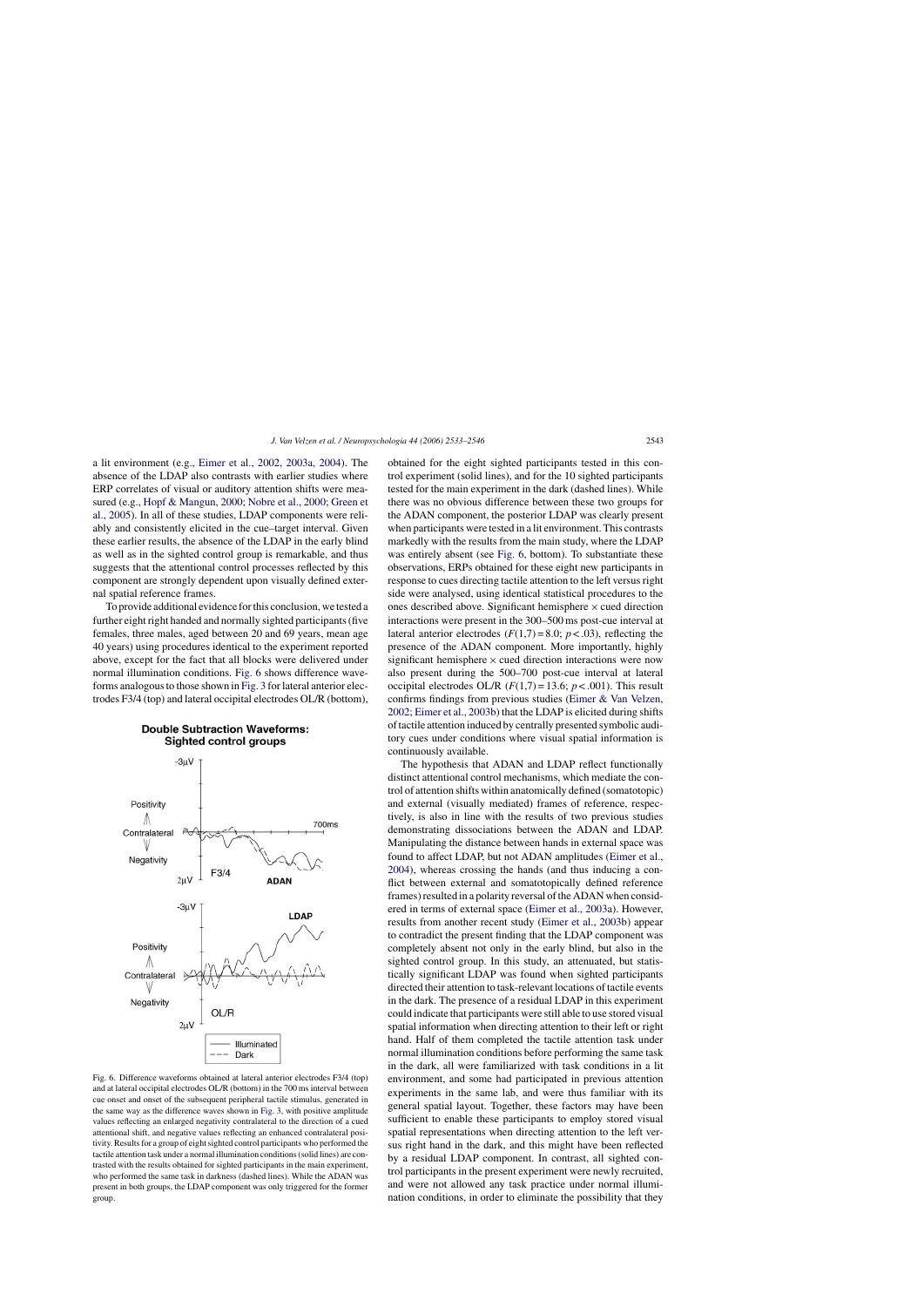a lit environment (e.g., Eimer et al., 2002, 2003a, 2004). The absence of the LDAP also contrasts with earlier studies where ERP correlates of visual or auditory attention shifts were measured (e.g., Hopf & Mangun, 2000; Nobre et al., 2000; Green et al., 2005). In all of these studies, LDAP components were reliably and consistently elicited in the cue–target interval. Given these earlier results, the absence of the LDAP in the early blind as well as in the sighted control group is remarkable, and thus suggests that the attentional control processes reflected by this component are strongly dependent upon visually defined external spatial reference frames.

To provide additional evidence for this conclusion, we tested a further eight right handed and normally sighted participants (five females, three males, aged between 20 and 69 years, mean age 40 years) using procedures identical to the experiment reported above, except for the fact that all blocks were delivered under normal illumination conditions. Fig. 6 shows difference waveforms analogous to those shown in Fig. 3 for lateral anterior electrodes F3/4 (top) and lateral occipital electrodes OL/R (bottom), obtained for the eight sighted participants tested in this control experiment (solid lines), and for the 10 sighted participants tested for the main experiment in the dark (dashed lines). While there was no obvious difference between these two groups for the ADAN component, the posterior LDAP was clearly present when participants were tested in a lit environment. This contrasts markedly with the results from the main study, where the LDAP was entirely absent (see Fig. 6, bottom). To substantiate these observations, ERPs obtained for these eight new participants in response to cues directing tactile attention to the left versus right side were analysed, using identical statistical procedures to the ones described above. Significant hemisphere × cued direction interactions were present in the 300–500 ms post-cue interval at lateral anterior electrodes ($F(1,7) = 8.0$; $p < .03$), reflecting the presence of the ADAN component. More importantly, highly significant hemisphere × cued direction interactions were now also present during the 500–700 post-cue interval at lateral occipital electrodes OL/R ($F(1,7) = 13.6$; $p < .001$). This result confirms findings from previous studies (Eimer & Van Velzen, 2002; Eimer et al., 2003b) that the LDAP is elicited during shifts of tactile attention induced by centrally presented symbolic auditory cues under conditions where visual spatial information is continuously available.

**Double Subtraction Waveforms: Sighted control groups**

-3μV
Positivity
Contralateral
Negativity
2μV
F3/4
ADAN
700ms

-3μV
LDAP
Positivity
Contralateral
Negativity
2μV
OL/R

Illuminated
Dark

Fig. 6. Difference waveforms obtained at lateral anterior electrodes F3/4 (top) and at lateral occipital electrodes OL/R (bottom) in the 700 ms interval between cue onset and onset of the subsequent peripheral tactile stimulus, generated in the same way as the difference waves shown in Fig. 3, with positive amplitude values reflecting an enlarged negativity contralateral to the direction of a cued attentional shift, and negative values reflecting an enhanced contralateral positivity. Results for a group of eight sighted control participants who performed the tactile attention task under a normal illumination conditions (solid lines) are contrasted with the results obtained for sighted participants in the main experiment, who performed the same task in darkness (dashed lines). While the ADAN was present in both groups, the LDAP component was only triggered for the former group.

The hypothesis that ADAN and LDAP reflect functionally distinct attentional control mechanisms, which mediate the control of attention shifts within anatomically defined (somatotopic) and external (visually mediated) frames of reference, respectively, is also in line with the results of two previous studies demonstrating dissociations between the ADAN and LDAP. Manipulating the distance between hands in external space was found to affect LDAP, but not ADAN amplitudes (Eimer et al., 2004), whereas crossing the hands (and thus inducing a conflict between external and somatotopically defined reference frames) resulted in a polarity reversal of the ADAN when considered in terms of external space (Eimer et al., 2003a). However, results from another recent study (Eimer et al., 2003b) appear to contradict the present finding that the LDAP component was completely absent not only in the early blind, but also in the sighted control group. In this study, an attenuated, but statistically significant LDAP was found when sighted participants directed their attention to task-relevant locations of tactile events in the dark. The presence of a residual LDAP in this experiment could indicate that participants were still able to use stored visual spatial information when directing attention to their left or right hand. Half of them completed the tactile attention task under normal illumination conditions before performing the same task in the dark, all were familiarized with task conditions in a lit environment, and some had participated in previous attention experiments in the same lab, and were thus familiar with its general spatial layout. Together, these factors may have been sufficient to enable these participants to employ stored visual spatial representations when directing attention to the left versus right hand in the dark, and this might have been reflected by a residual LDAP component. In contrast, all sighted control participants in the present experiment were newly recruited, and were not allowed any task practice under normal illumination conditions, in order to eliminate the possibility that they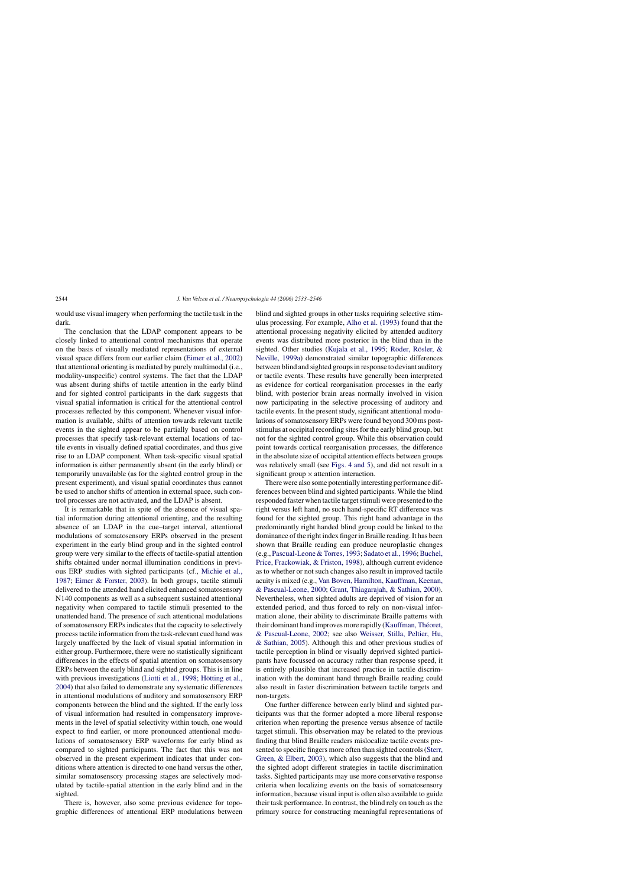would use visual imagery when performing the tactile task in the dark.

The conclusion that the LDAP component appears to be closely linked to attentional control mechanisms that operate on the basis of visually mediated representations of external visual space differs from our earlier claim (Eimer et al., 2002) that attentional orienting is mediated by purely multimodal (i.e., modality-unspecific) control systems. The fact that the LDAP was absent during shifts of tactile attention in the early blind and for sighted control participants in the dark suggests that visual spatial information is critical for the attentional control processes reflected by this component. Whenever visual information is available, shifts of attention towards relevant tactile events in the sighted appear to be partially based on control processes that specify task-relevant external locations of tactile events in visually defined spatial coordinates, and thus give rise to an LDAP component. When task-specific visual spatial information is either permanently absent (in the early blind) or temporarily unavailable (as for the sighted control group in the present experiment), and visual spatial coordinates thus cannot be used to anchor shifts of attention in external space, such control processes are not activated, and the LDAP is absent.

It is remarkable that in spite of the absence of visual spatial information during attentional orienting, and the resulting absence of an LDAP in the cue–target interval, attentional modulations of somatosensory ERPs observed in the present experiment in the early blind group and in the sighted control group were very similar to the effects of tactile-spatial attention shifts obtained under normal illumination conditions in previous ERP studies with sighted participants (cf., Michie et al., 1987; Eimer & Forster, 2003). In both groups, tactile stimuli delivered to the attended hand elicited enhanced somatosensory N140 components as well as a subsequent sustained attentional negativity when compared to tactile stimuli presented to the unattended hand. The presence of such attentional modulations of somatosensory ERPs indicates that the capacity to selectively process tactile information from the task-relevant cued hand was largely unaffected by the lack of visual spatial information in either group. Furthermore, there were no statistically significant differences in the effects of spatial attention on somatosensory ERPs between the early blind and sighted groups. This is in line with previous investigations (Liotti et al., 1998; Hötting et al., 2004) that also failed to demonstrate any systematic differences in attentional modulations of auditory and somatosensory ERP components between the blind and the sighted. If the early loss of visual information had resulted in compensatory improvements in the level of spatial selectivity within touch, one would expect to find earlier, or more pronounced attentional modulations of somatosensory ERP waveforms for early blind as compared to sighted participants. The fact that this was not observed in the present experiment indicates that under conditions where attention is directed to one hand versus the other, similar somatosensory processing stages are selectively modulated by tactile-spatial attention in the early blind and in the sighted.

There is, however, also some previous evidence for topographic differences of attentional ERP modulations between blind and sighted groups in other tasks requiring selective stimulus processing. For example, Alho et al. (1993) found that the attentional processing negativity elicited by attended auditory events was distributed more posterior in the blind than in the sighted. Other studies (Kujala et al., 1995; Röder, Rösler, & Neville, 1999a) demonstrated similar topographic differences between blind and sighted groups in response to deviant auditory or tactile events. These results have generally been interpreted as evidence for cortical reorganisation processes in the early blind, with posterior brain areas normally involved in vision now participating in the selective processing of auditory and tactile events. In the present study, significant attentional modulations of somatosensory ERPs were found beyond 300 ms post-stimulus at occipital recording sites for the early blind group, but not for the sighted control group. While this observation could point towards cortical reorganisation processes, the difference in the absolute size of occipital attention effects between groups was relatively small (see Figs. 4 and 5), and did not result in a significant group × attention interaction.

There were also some potentially interesting performance differences between blind and sighted participants. While the blind responded faster when tactile target stimuli were presented to the right versus left hand, no such hand-specific RT difference was found for the sighted group. This right hand advantage in the predominantly right handed blind group could be linked to the dominance of the right index finger in Braille reading. It has been shown that Braille reading can produce neuroplastic changes (e.g., Pascual-Leone & Torres, 1993; Sadato et al., 1996; Buchel, Price, Frackowiak, & Friston, 1998), although current evidence as to whether or not such changes also result in improved tactile acuity is mixed (e.g., Van Boven, Hamilton, Kauffman, Keenan, & Pascual-Leone, 2000; Grant, Thiagarajah, & Sathian, 2000). Nevertheless, when sighted adults are deprived of vision for an extended period, and thus forced to rely on non-visual information alone, their ability to discriminate Braille patterns with their dominant hand improves more rapidly (Kauffman, Théoret, & Pascual-Leone, 2002; see also Weisser, Stilla, Peltier, Hu, & Sathian, 2005). Although this and other previous studies of tactile perception in blind or visually deprived sighted participants have focussed on accuracy rather than response speed, it is entirely plausible that increased practice in tactile discrimination with the dominant hand through Braille reading could also result in faster discrimination between tactile targets and non-targets.

One further difference between early blind and sighted participants was that the former adopted a more liberal response criterion when reporting the presence versus absence of tactile target stimuli. This observation may be related to the previous finding that blind Braille readers mislocalize tactile events presented to specific fingers more often than sighted controls (Sterr, Green, & Elbert, 2003), which also suggests that the blind and the sighted adopt different strategies in tactile discrimination tasks. Sighted participants may use more conservative response criteria when localizing events on the basis of somatosensory information, because visual input is often also available to guide their task performance. In contrast, the blind rely on touch as the primary source for constructing meaningful representations of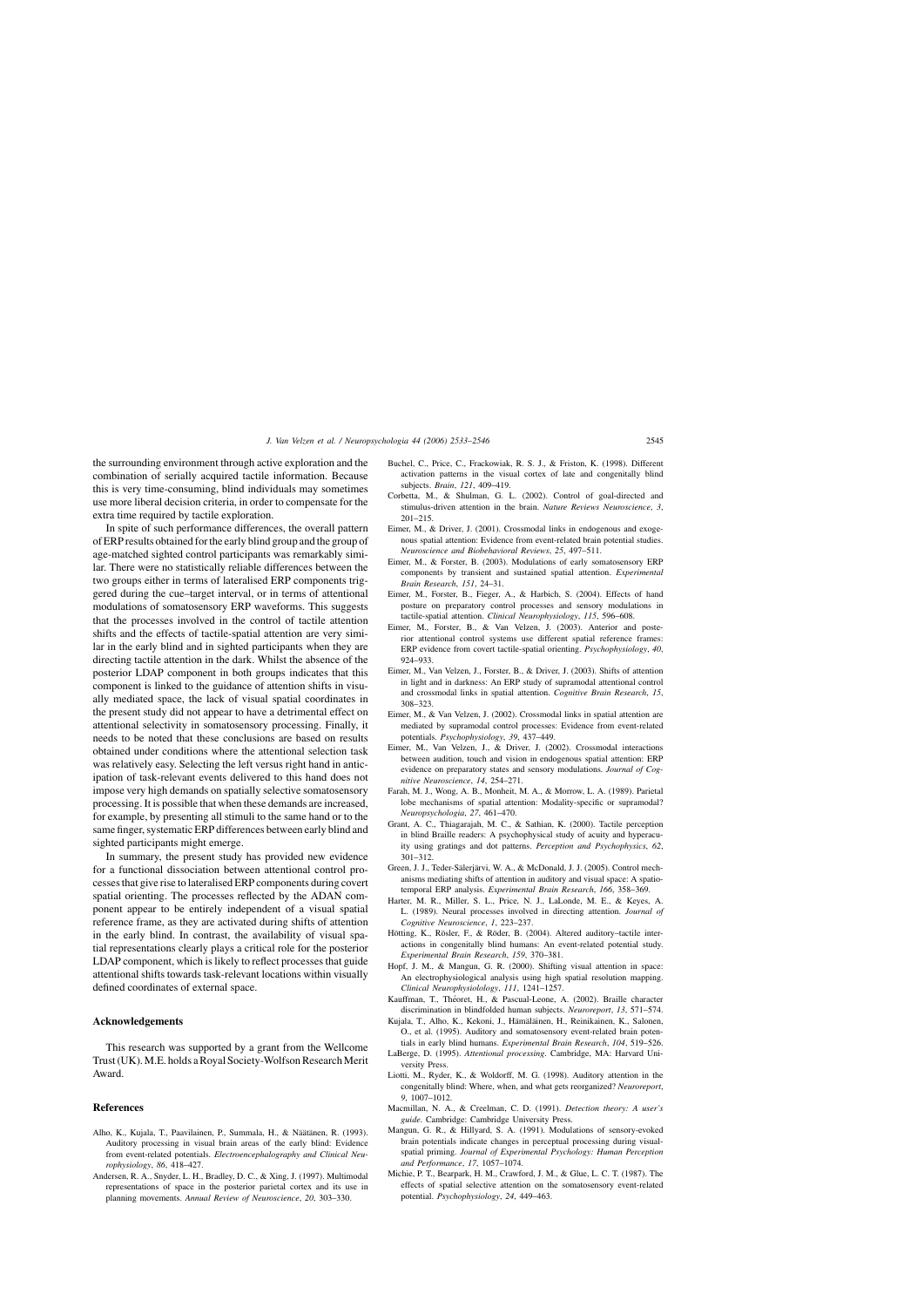the surrounding environment through active exploration and the combination of serially acquired tactile information. Because this is very time-consuming, blind individuals may sometimes use more liberal decision criteria, in order to compensate for the extra time required by tactile exploration.

In spite of such performance differences, the overall pattern of ERP results obtained for the early blind group and the group of age-matched sighted control participants was remarkably similar. There were no statistically reliable differences between the two groups either in terms of lateralised ERP components triggered during the cue–target interval, or in terms of attentional modulations of somatosensory ERP waveforms. This suggests that the processes involved in the control of tactile attention shifts and the effects of tactile-spatial attention are very similar in the early blind and in sighted participants when they are directing tactile attention in the dark. Whilst the absence of the posterior LDAP component in both groups indicates that this component is linked to the guidance of attention shifts in visually mediated space, the lack of visual spatial coordinates in the present study did not appear to have a detrimental effect on attentional selectivity in somatosensory processing. Finally, it needs to be noted that these conclusions are based on results obtained under conditions where the attentional selection task was relatively easy. Selecting the left versus right hand in anticipation of task-relevant events delivered to this hand does not impose very high demands on spatially selective somatosensory processing. It is possible that when these demands are increased, for example, by presenting all stimuli to the same hand or to the same finger, systematic ERP differences between early blind and sighted participants might emerge.

In summary, the present study has provided new evidence for a functional dissociation between attentional control processes that give rise to lateralised ERP components during covert spatial orienting. The processes reflected by the ADAN component appear to be entirely independent of a visual spatial reference frame, as they are activated during shifts of attention in the early blind. In contrast, the availability of visual spatial representations clearly plays a critical role for the posterior LDAP component, which is likely to reflect processes that guide attentional shifts towards task-relevant locations within visually defined coordinates of external space.

## Acknowledgements

This research was supported by a grant from the Wellcome Trust (UK). M.E. holds a Royal Society-Wolfson Research Merit Award.

## References

Alho, K., Kujala, T., Paavilainen, P., Summala, H., & Näätänen, R. (1993). Auditory processing in visual brain areas of the early blind: Evidence from event-related potentials. *Electroencephalography and Clinical Neurophysiology*, *86*, 418–427.

Andersen, R. A., Snyder, L. H., Bradley, D. C., & Xing, J. (1997). Multimodal representations of space in the posterior parietal cortex and its use in planning movements. *Annual Review of Neuroscience*, *20*, 303–330.

Buchel, C., Price, C., Frackowiak, R. S. J., & Friston, K. (1998). Different activation patterns in the visual cortex of late and congenitally blind subjects. *Brain*, *121*, 409–419.

Corbetta, M., & Shulman, G. L. (2002). Control of goal-directed and stimulus-driven attention in the brain. *Nature Reviews Neuroscience*, *3*, 201–215.

Eimer, M., & Driver, J. (2001). Crossmodal links in endogenous and exogenous spatial attention: Evidence from event-related brain potential studies. *Neuroscience and Biobehavioral Reviews*, *25*, 497–511.

Eimer, M., & Forster, B. (2003). Modulations of early somatosensory ERP components by transient and sustained spatial attention. *Experimental Brain Research*, *151*, 24–31.

Eimer, M., Forster, B., Fieger, A., & Harbich, S. (2004). Effects of hand posture on preparatory control processes and sensory modulations in tactile-spatial attention. *Clinical Neurophysiology*, *115*, 596–608.

Eimer, M., Forster, B., & Van Velzen, J. (2003). Anterior and posterior attentional control systems use different spatial reference frames: ERP evidence from covert tactile-spatial orienting. *Psychophysiology*, *40*, 924–933.

Eimer, M., Van Velzen, J., Forster, B., & Driver, J. (2003). Shifts of attention in light and in darkness: An ERP study of supramodal attentional control and crossmodal links in spatial attention. *Cognitive Brain Research*, *15*, 308–323.

Eimer, M., & Van Velzen, J. (2002). Crossmodal links in spatial attention are mediated by supramodal control processes: Evidence from event-related potentials. *Psychophysiology*, *39*, 437–449.

Eimer, M., Van Velzen, J., & Driver, J. (2002). Crossmodal interactions between audition, touch and vision in endogenous spatial attention: ERP evidence on preparatory states and sensory modulations. *Journal of Cognitive Neuroscience*, *14*, 254–271.

Farah, M. J., Wong, A. B., Monheit, M. A., & Morrow, L. A. (1989). Parietal lobe mechanisms of spatial attention: Modality-specific or supramodal? *Neuropsychologia*, *27*, 461–470.

Grant, A. C., Thiagarajah, M. C., & Sathian, K. (2000). Tactile perception in blind Braille readers: A psychophysical study of acuity and hyperacuity using gratings and dot patterns. *Perception and Psychophysics*, *62*, 301–312.

Green, J. J., Teder-Sälerjärvi, W. A., & McDonald, J. J. (2005). Control mechanisms mediating shifts of attention in auditory and visual space: A spatio-temporal ERP analysis. *Experimental Brain Research*, *166*, 358–369.

Harter, M. R., Miller, S. L., Price, N. J., LaLonde, M. E., & Keyes, A. L. (1989). Neural processes involved in directing attention. *Journal of Cognitive Neuroscience*, *1*, 223–237.

Hötting, K., Rösler, F., & Röder, B. (2004). Altered auditory–tactile interactions in congenitally blind humans: An event-related potential study. *Experimental Brain Research*, *159*, 370–381.

Hopf, J. M., & Mangun, G. R. (2000). Shifting visual attention in space: An electrophysiological analysis using high spatial resolution mapping. *Clinical Neurophysiolology*, *111*, 1241–1257.

Kauffman, T., Théoret, H., & Pascual-Leone, A. (2002). Braille character discrimination in blindfolded human subjects. *Neuroreport*, *13*, 571–574.

Kujala, T., Alho, K., Kekoni, J., Hämäläinen, H., Reinikainen, K., Salonen, O., et al. (1995). Auditory and somatosensory event-related brain potentials in early blind humans. *Experimental Brain Research*, *104*, 519–526.

LaBerge, D. (1995). *Attentional processing*. Cambridge, MA: Harvard University Press.

Liotti, M., Ryder, K., & Woldorff, M. G. (1998). Auditory attention in the congenitally blind: Where, when, and what gets reorganized? *Neuroreport*, *9*, 1007–1012.

Macmillan, N. A., & Creelman, C. D. (1991). *Detection theory: A user's guide*. Cambridge: Cambridge University Press.

Mangun, G. R., & Hillyard, S. A. (1991). Modulations of sensory-evoked brain potentials indicate changes in perceptual processing during visual-spatial priming. *Journal of Experimental Psychology: Human Perception and Performance*, *17*, 1057–1074.

Michie, P. T., Bearpark, H. M., Crawford, J. M., & Glue, L. C. T. (1987). The effects of spatial selective attention on the somatosensory event-related potential. *Psychophysiology*, *24*, 449–463.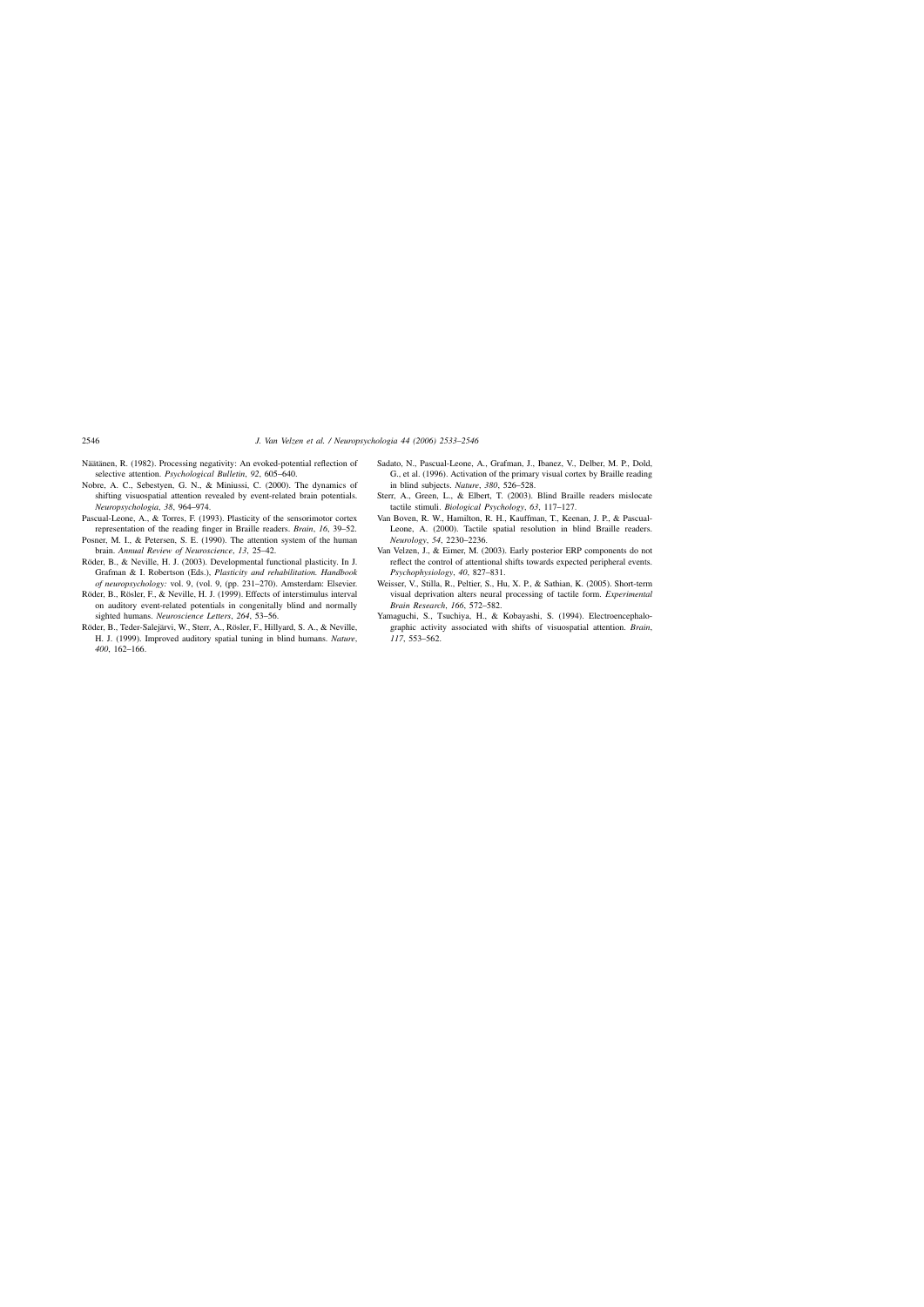Näätänen, R. (1982). Processing negativity: An evoked-potential reflection of selective attention. *Psychological Bulletin*, *92*, 605–640.

Nobre, A. C., Sebestyen, G. N., & Miniussi, C. (2000). The dynamics of shifting visuospatial attention revealed by event-related brain potentials. *Neuropsychologia*, *38*, 964–974.

Pascual-Leone, A., & Torres, F. (1993). Plasticity of the sensorimotor cortex representation of the reading finger in Braille readers. *Brain*, *16*, 39–52.

Posner, M. I., & Petersen, S. E. (1990). The attention system of the human brain. *Annual Review of Neuroscience*, *13*, 25–42.

Röder, B., & Neville, H. J. (2003). Developmental functional plasticity. In J. Grafman & I. Robertson (Eds.), *Plasticity and rehabilitation. Handbook of neuropsychology:* vol. 9, (vol. 9, (pp. 231–270). Amsterdam: Elsevier.

Röder, B., Rösler, F., & Neville, H. J. (1999). Effects of interstimulus interval on auditory event-related potentials in congenitally blind and normally sighted humans. *Neuroscience Letters*, *264*, 53–56.

Röder, B., Teder-Salejärvi, W., Sterr, A., Rösler, F., Hillyard, S. A., & Neville, H. J. (1999). Improved auditory spatial tuning in blind humans. *Nature*, *400*, 162–166.

Sadato, N., Pascual-Leone, A., Grafman, J., Ibanez, V., Delber, M. P., Dold, G., et al. (1996). Activation of the primary visual cortex by Braille reading in blind subjects. *Nature*, *380*, 526–528.

Sterr, A., Green, L., & Elbert, T. (2003). Blind Braille readers mislocate tactile stimuli. *Biological Psychology*, *63*, 117–127.

Van Boven, R. W., Hamilton, R. H., Kauffman, T., Keenan, J. P., & Pascual-Leone, A. (2000). Tactile spatial resolution in blind Braille readers. *Neurology*, *54*, 2230–2236.

Van Velzen, J., & Eimer, M. (2003). Early posterior ERP components do not reflect the control of attentional shifts towards expected peripheral events. *Psychophysiology*, *40*, 827–831.

Weisser, V., Stilla, R., Peltier, S., Hu, X. P., & Sathian, K. (2005). Short-term visual deprivation alters neural processing of tactile form. *Experimental Brain Research*, *166*, 572–582.

Yamaguchi, S., Tsuchiya, H., & Kobayashi, S. (1994). Electroencephalographic activity associated with shifts of visuospatial attention. *Brain*, *117*, 553–562.